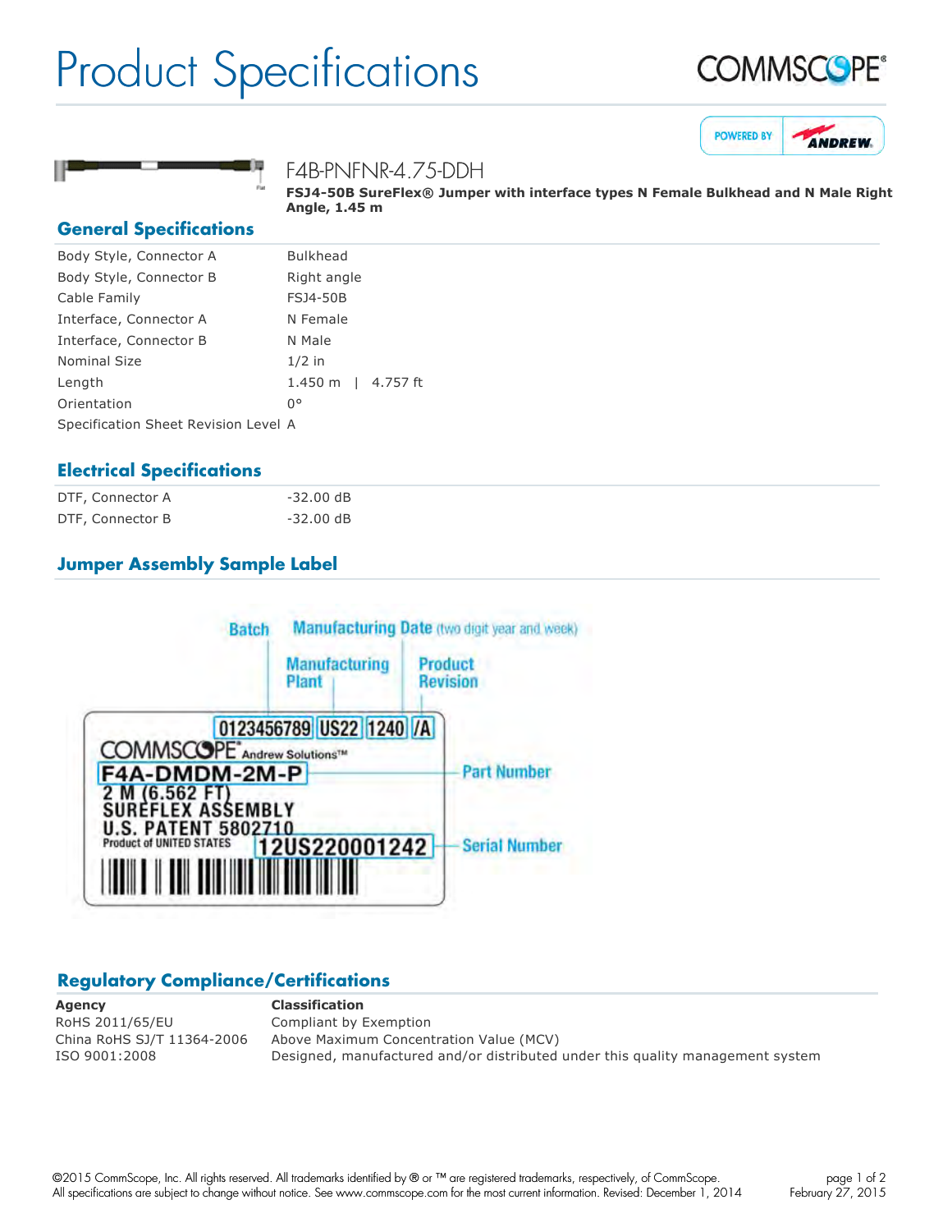# Product Specifications

F4B-PNFNR-4.75-DDH

**FSJ4-50B SureFlex® Jumper with interface types N Female Bulkhead and N Male Right Angle, 1.45 m**

## General Specifications

| | |
|---|---|
| Body Style, Connector A | Bulkhead |
| Body Style, Connector B | Right angle |
| Cable Family | FSJ4-50B |
| Interface, Connector A | N Female |
| Interface, Connector B | N Male |
| Nominal Size | 1/2 in |
| Length | 1.450 m \| 4.757 ft |
| Orientation | 0° |
| Specification Sheet Revision Level | A |

## Electrical Specifications

| | |
|---|---|
| DTF, Connector A | -32.00 dB |
| DTF, Connector B | -32.00 dB |

## Jumper Assembly Sample Label

Batch | Manufacturing Date (two digit year and week) | Manufacturing Plant | Product Revision

0123456789 US22 1240 /A

COMMSCOPE® Andrew Solutions™

F4A-DMDM-2M-P — Part Number

2 M (6.562 FT)
SUREFLEX ASSEMBLY
U.S. PATENT 5802710
Product of UNITED STATES

12US220001242 — Serial Number

## Regulatory Compliance/Certifications

| Agency | Classification |
|---|---|
| RoHS 2011/65/EU | Compliant by Exemption |
| China RoHS SJ/T 11364-2006 | Above Maximum Concentration Value (MCV) |
| ISO 9001:2008 | Designed, manufactured and/or distributed under this quality management system |

©2015 CommScope, Inc. All rights reserved. All trademarks identified by ® or ™ are registered trademarks, respectively, of CommScope.
All specifications are subject to change without notice. See www.commscope.com for the most current information. Revised: December 1, 2014

February 27, 2015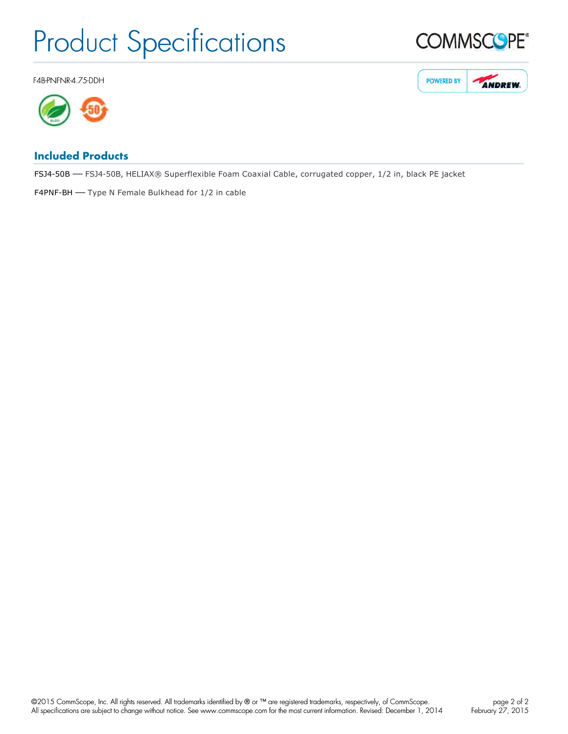# Product Specifications

F4B-PNFNR-4.75-DDH

## Included Products

FSJ4-50B — FSJ4-50B, HELIAX® Superflexible Foam Coaxial Cable, corrugated copper, 1/2 in, black PE jacket

F4PNF-BH — Type N Female Bulkhead for 1/2 in cable